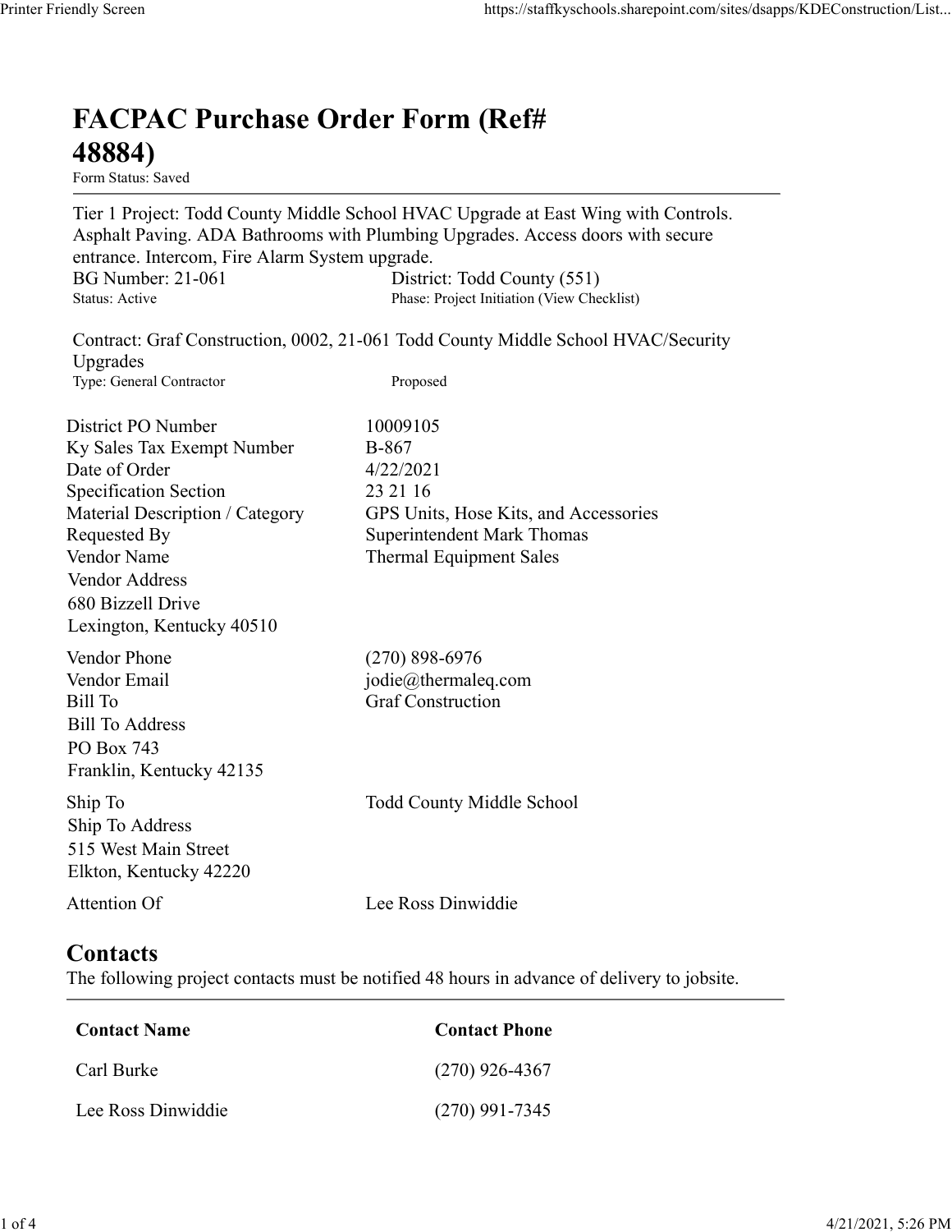# FACPAC Purchase Order Form (Ref# 48884)

Form Status: Saved

Tier 1 Project: Todd County Middle School HVAC Upgrade at East Wing with Controls. Asphalt Paving. ADA Bathrooms with Plumbing Upgrades. Access doors with secure entrance. Intercom, Fire Alarm System upgrade.

BG Number: 21-061 | District: Todd County (551)

Status: Active | Phase: Project Initiation (View Checklist)

Contract: Graf Construction, 0002, 21-061 Todd County Middle School HVAC/Security Upgrades

Type: General Contractor | Proposed

| | |
|---|---|
| District PO Number | 10009105 |
| Ky Sales Tax Exempt Number | B-867 |
| Date of Order | 4/22/2021 |
| Specification Section | 23 21 16 |
| Material Description / Category | GPS Units, Hose Kits, and Accessories |
| Requested By | Superintendent Mark Thomas |
| Vendor Name | Thermal Equipment Sales |
| Vendor Address | 680 Bizzell Drive<br>Lexington, Kentucky 40510 |
| Vendor Phone | (270) 898-6976 |
| Vendor Email | jodie@thermaleq.com |
| Bill To | Graf Construction |
| Bill To Address | PO Box 743<br>Franklin, Kentucky 42135 |
| Ship To | Todd County Middle School |
| Ship To Address | 515 West Main Street<br>Elkton, Kentucky 42220 |
| Attention Of | Lee Ross Dinwiddie |

## Contacts

The following project contacts must be notified 48 hours in advance of delivery to jobsite.

| Contact Name | Contact Phone |
|---|---|
| Carl Burke | (270) 926-4367 |
| Lee Ross Dinwiddie | (270) 991-7345 |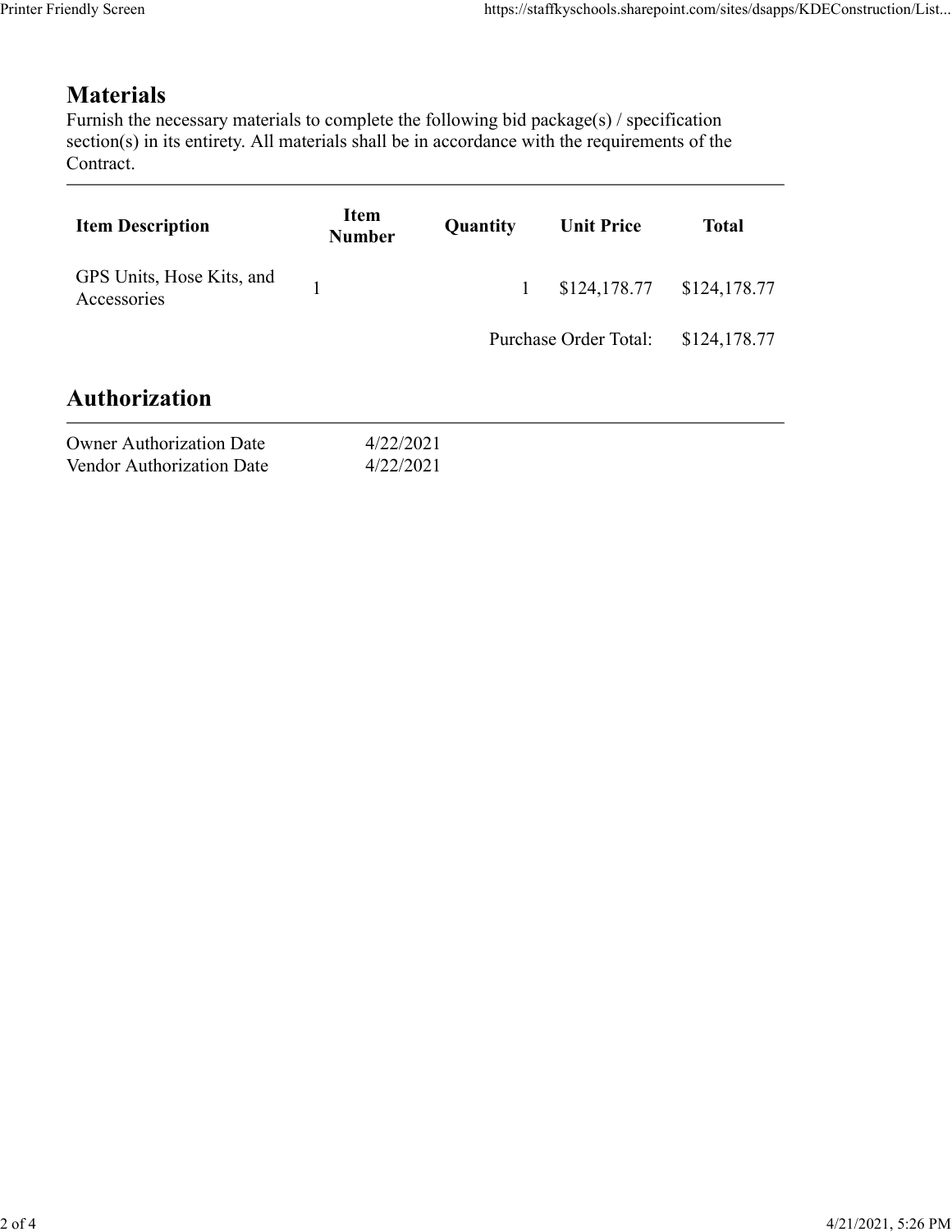## Materials

Furnish the necessary materials to complete the following bid package(s) / specification section(s) in its entirety. All materials shall be in accordance with the requirements of the Contract.

| Item Description | Item Number | Quantity | Unit Price | Total |
|---|---|---|---|---|
| GPS Units, Hose Kits, and Accessories | 1 | 1 | $124,178.77 | $124,178.77 |
| | | | Purchase Order Total: | $124,178.77 |

## Authorization

| | |
|---|---|
| Owner Authorization Date | 4/22/2021 |
| Vendor Authorization Date | 4/22/2021 |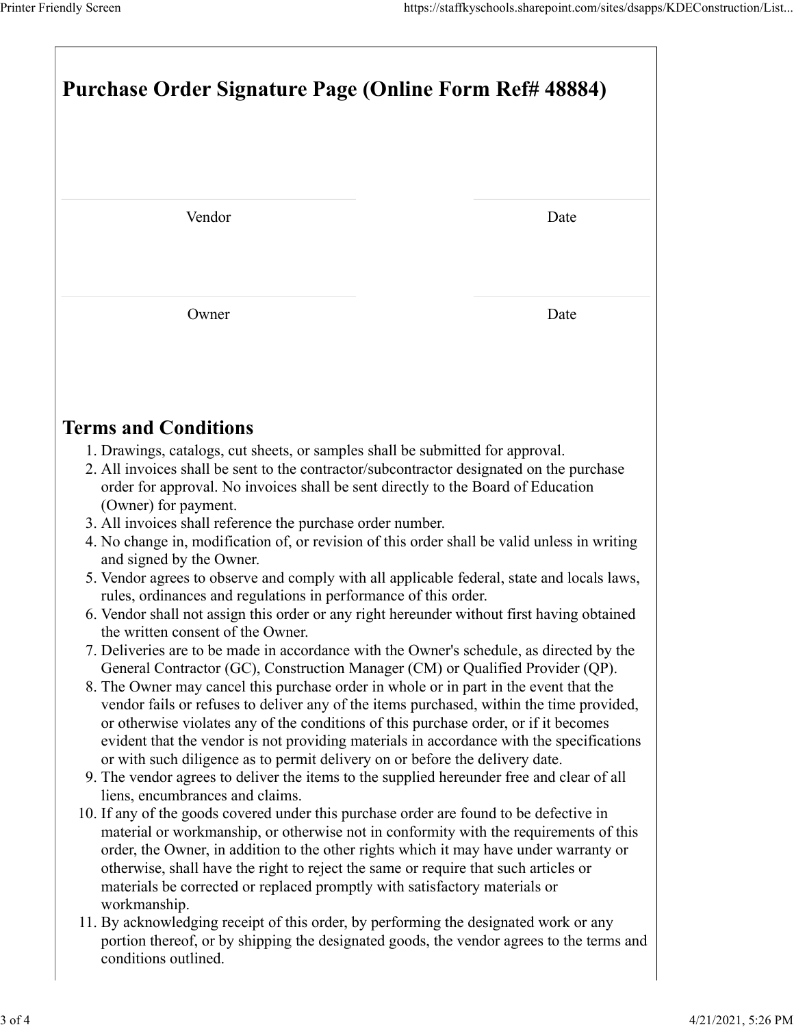# Purchase Order Signature Page (Online Form Ref# 48884)

| Vendor | Date |
|---|---|

| Owner | Date |
|---|---|

## Terms and Conditions

1. Drawings, catalogs, cut sheets, or samples shall be submitted for approval.
2. All invoices shall be sent to the contractor/subcontractor designated on the purchase order for approval. No invoices shall be sent directly to the Board of Education (Owner) for payment.
3. All invoices shall reference the purchase order number.
4. No change in, modification of, or revision of this order shall be valid unless in writing and signed by the Owner.
5. Vendor agrees to observe and comply with all applicable federal, state and locals laws, rules, ordinances and regulations in performance of this order.
6. Vendor shall not assign this order or any right hereunder without first having obtained the written consent of the Owner.
7. Deliveries are to be made in accordance with the Owner's schedule, as directed by the General Contractor (GC), Construction Manager (CM) or Qualified Provider (QP).
8. The Owner may cancel this purchase order in whole or in part in the event that the vendor fails or refuses to deliver any of the items purchased, within the time provided, or otherwise violates any of the conditions of this purchase order, or if it becomes evident that the vendor is not providing materials in accordance with the specifications or with such diligence as to permit delivery on or before the delivery date.
9. The vendor agrees to deliver the items to the supplied hereunder free and clear of all liens, encumbrances and claims.
10. If any of the goods covered under this purchase order are found to be defective in material or workmanship, or otherwise not in conformity with the requirements of this order, the Owner, in addition to the other rights which it may have under warranty or otherwise, shall have the right to reject the same or require that such articles or materials be corrected or replaced promptly with satisfactory materials or workmanship.
11. By acknowledging receipt of this order, by performing the designated work or any portion thereof, or by shipping the designated goods, the vendor agrees to the terms and conditions outlined.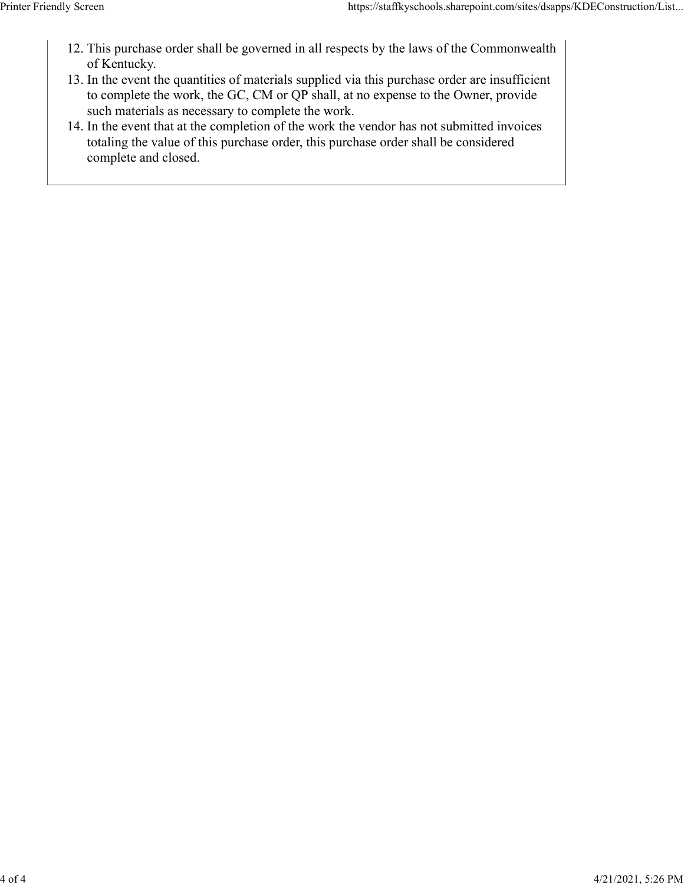12. This purchase order shall be governed in all respects by the laws of the Commonwealth of Kentucky.
13. In the event the quantities of materials supplied via this purchase order are insufficient to complete the work, the GC, CM or QP shall, at no expense to the Owner, provide such materials as necessary to complete the work.
14. In the event that at the completion of the work the vendor has not submitted invoices totaling the value of this purchase order, this purchase order shall be considered complete and closed.